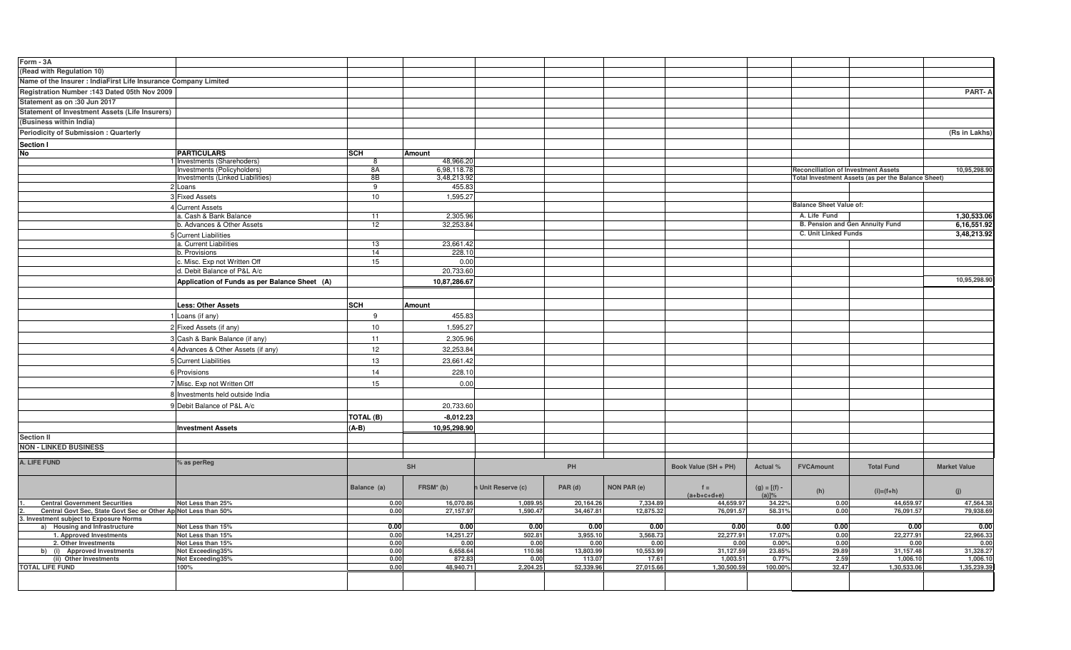Form - 3A

(Read with Regulation 10)

Name of the Insurer : IndiaFirst Life Insurance Company Limited

Registration Number :143 Dated 05th Nov 2009

**PART- A**

Statement as on :30 Jun 2017

Statement of Investment Assets (Life Insurers)

(Business within India)

Periodicity of Submission : Quarterly

(Rs in Lakhs)

## Section I

| No | PARTICULARS | SCH | Amount |
|---|---|---|---|
| 1 | Investments (Sharehoders) | 8 | 48,966.20 |
| | Investments (Policyholders) | 8A | 6,98,118.78 |
| | Investments (Linked Liabilities) | 8B | 3,48,213.92 |
| 2 | Loans | 9 | 455.83 |
| 3 | Fixed Assets | 10 | 1,595.27 |
| 4 | Current Assets | | |
| | a. Cash & Bank Balance | 11 | 2,305.96 |
| | b. Advances & Other Assets | 12 | 32,253.84 |
| 5 | Current Liabilities | | |
| | a. Current Liabilities | 13 | 23,661.42 |
| | b. Provisions | 14 | 228.10 |
| | c. Misc. Exp not Written Off | 15 | 0.00 |
| | d. Debit Balance of P&L A/c | | 20,733.60 |
| | Application of Funds as per Balance Sheet (A) | | 10,87,286.67 |
| | | | |
| | Less: Other Assets | SCH | Amount |
| 1 | Loans (if any) | 9 | 455.83 |
| 2 | Fixed Assets (if any) | 10 | 1,595.27 |
| 3 | Cash & Bank Balance (if any) | 11 | 2,305.96 |
| 4 | Advances & Other Assets (if any) | 12 | 32,253.84 |
| 5 | Current Liabilities | 13 | 23,661.42 |
| 6 | Provisions | 14 | 228.10 |
| 7 | Misc. Exp not Written Off | 15 | 0.00 |
| 8 | Investments held outside India | | |
| 9 | Debit Balance of P&L A/c | | 20,733.60 |
| | | TOTAL (B) | -8,012.23 |
| | Investment Assets | (A-B) | 10,95,298.90 |

| Reconciliation of Investment Assets | 10,95,298.90 |
|---|---|
| Total Investment Assets (as per the Balance Sheet) | |
| **Balance Sheet Value of:** | |
| A. Life Fund | 1,30,533.06 |
| B. Pension and Gen Annuity Fund | 6,16,551.92 |
| C. Unit Linked Funds | 3,48,213.92 |
| | 10,95,298.90 |

## Section II

NON - LINKED BUSINESS

| A. LIFE FUND | % as perReg | SH | | PH | | | Book Value (SH + PH) | Actual % | FVCAmount | Total Fund | Market Value |
|---|---|---|---|---|---|---|---|---|---|---|---|
| | | Balance (a) | FRSM* (b) | n Unit Reserve (c) | PAR (d) | NON PAR (e) | f = (a+b+c+d+e) | (g) = [(f) - (a)]% | (h) | (i)=(f+h) | (j) |
| 1. Central Government Securities | Not Less than 25% | 0.00 | 16,070.86 | 1,089.95 | 20,164.26 | 7,334.89 | 44,659.97 | 34.22% | 0.00 | 44,659.97 | 47,564.38 |
| 2. Central Govt Sec, State Govt Sec or Other Ap | Not Less than 50% | 0.00 | 27,157.97 | 1,590.47 | 34,467.81 | 12,875.32 | 76,091.57 | 58.31% | 0.00 | 76,091.57 | 79,938.69 |
| 3. Investment subject to Exposure Norms | | | | | | | | | | | |
| a) Housing and Infrastructure | Not Less than 15% | 0.00 | 0.00 | 0.00 | 0.00 | 0.00 | 0.00 | 0.00 | 0.00 | 0.00 | 0.00 |
| 1. Approved Investments | Not Less than 15% | 0.00 | 14,251.27 | 502.81 | 3,955.10 | 3,568.73 | 22,277.91 | 17.07% | 0.00 | 22,277.91 | 22,966.33 |
| 2. Other Investments | Not Less than 15% | 0.00 | 0.00 | 0.00 | 0.00 | 0.00 | 0.00 | 0.00% | 0.00 | 0.00 | 0.00 |
| b) (i) Approved Investments | Not Exceeding35% | 0.00 | 6,658.64 | 110.98 | 13,803.99 | 10,553.99 | 31,127.59 | 23.85% | 29.89 | 31,157.48 | 31,328.27 |
| (ii) Other Investments | Not Exceeding35% | 0.00 | 872.83 | 0.00 | 113.07 | 17.61 | 1,003.51 | 0.77% | 2.59 | 1,006.10 | 1,006.10 |
| TOTAL LIFE FUND | 100% | 0.00 | 48,940.71 | 2,204.25 | 52,339.96 | 27,015.66 | 1,30,500.59 | 100.00% | 32.47 | 1,30,533.06 | 1,35,239.39 |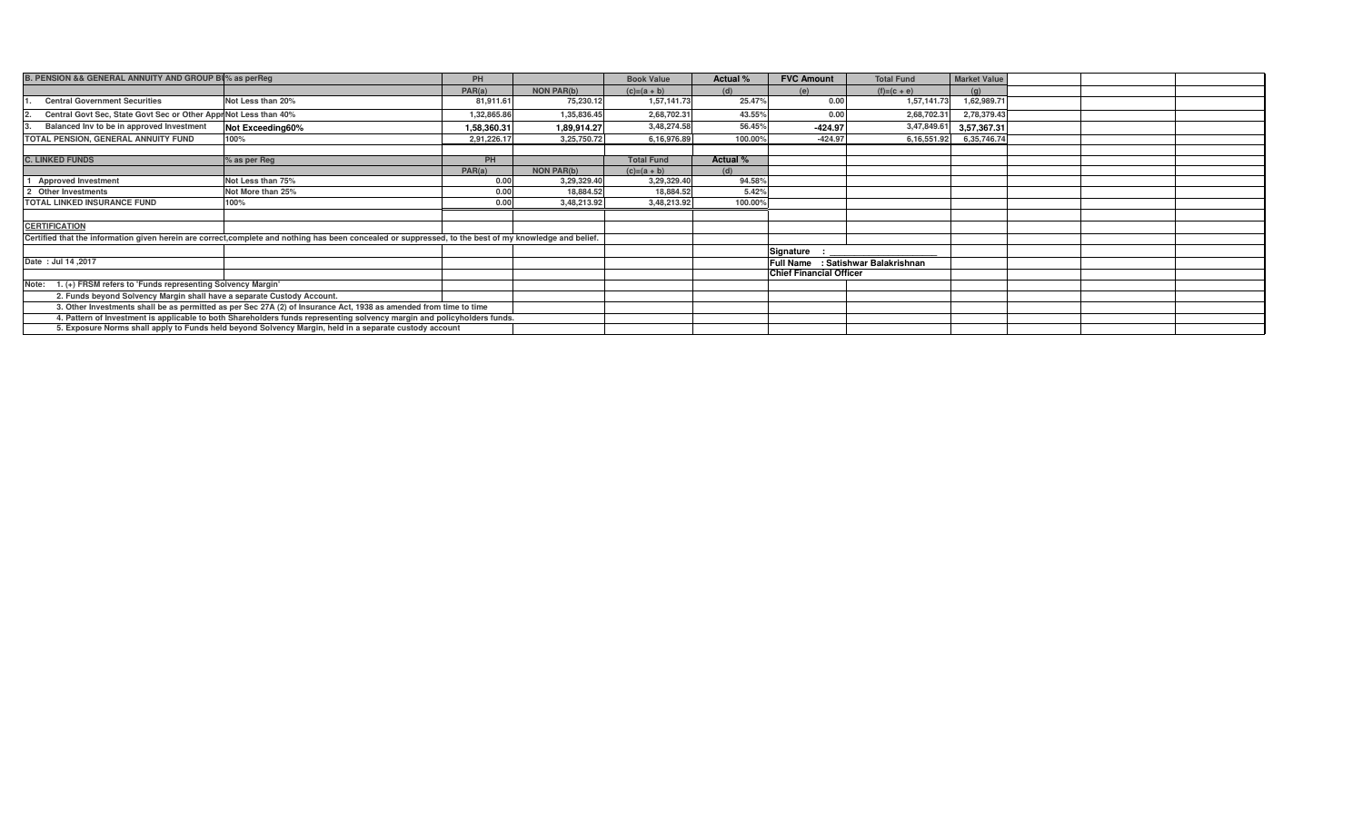| B. PENSION && GENERAL ANNUITY AND GROUP B | % as perReg | PH | | Book Value | Actual % | FVC Amount | Total Fund | Market Value |
|---|---|---|---|---|---|---|---|---|
| | | PAR(a) | NON PAR(b) | (c)=(a + b) | (d) | (e) | (f)=(c + e) | (g) |
| 1. Central Government Securities | Not Less than 20% | 81,911.61 | 75,230.12 | 1,57,141.73 | 25.47% | 0.00 | 1,57,141.73 | 1,62,989.71 |
| 2. Central Govt Sec, State Govt Sec or Other Appr | Not Less than 40% | 1,32,865.86 | 1,35,836.45 | 2,68,702.31 | 43.55% | 0.00 | 2,68,702.31 | 2,78,379.43 |
| 3. Balanced Inv to be in approved Investment | Not Exceeding60% | 1,58,360.31 | 1,89,914.27 | 3,48,274.58 | 56.45% | -424.97 | 3,47,849.61 | 3,57,367.31 |
| TOTAL PENSION, GENERAL ANNUITY FUND | 100% | 2,91,226.17 | 3,25,750.72 | 6,16,976.89 | 100.00% | -424.97 | 6,16,551.92 | 6,35,746.74 |

| C. LINKED FUNDS | % as per Reg | PH | | Total Fund | Actual % |
|---|---|---|---|---|---|
| | | PAR(a) | NON PAR(b) | (c)=(a + b) | (d) |
| 1 Approved Investment | Not Less than 75% | 0.00 | 3,29,329.40 | 3,29,329.40 | 94.58% |
| 2 Other Investments | Not More than 25% | 0.00 | 18,884.52 | 18,884.52 | 5.42% |
| TOTAL LINKED INSURANCE FUND | 100% | 0.00 | 3,48,213.92 | 3,48,213.92 | 100.00% |

**CERTIFICATION**

Certified that the information given herein are correct,complete and nothing has been concealed or suppressed, to the best of my knowledge and belief.

**Signature :** ______________________

Date : Jul 14 ,2017

**Full Name : Satishwar Balakrishnan**

**Chief Financial Officer**

Note: 1. (+) FRSM refers to 'Funds representing Solvency Margin'

2. Funds beyond Solvency Margin shall have a separate Custody Account.

3. Other Investments shall be as permitted as per Sec 27A (2) of Insurance Act, 1938 as amended from time to time

4. Pattern of Investment is applicable to both Shareholders funds representing solvency margin and policyholders funds.

5. Exposure Norms shall apply to Funds held beyond Solvency Margin, held in a separate custody account